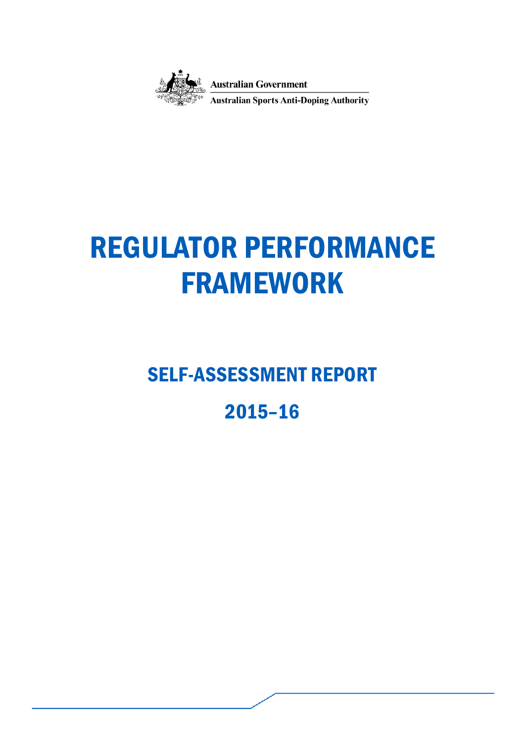Australian Government

Australian Sports Anti-Doping Authority

# REGULATOR PERFORMANCE FRAMEWORK

## SELF-ASSESSMENT REPORT

## 2015–16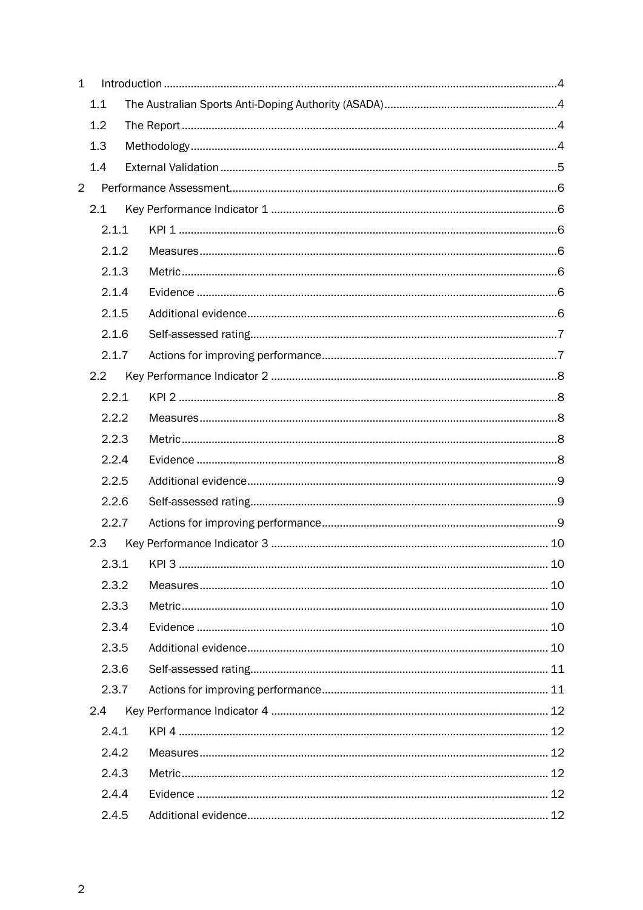1 Introduction ....................................................................................................................4

1.1 The Australian Sports Anti-Doping Authority (ASADA) ..........................................................4

1.2 The Report ....................................................................................................................4

1.3 Methodology ....................................................................................................................4

1.4 External Validation ....................................................................................................................5

2 Performance Assessment ....................................................................................................................6

2.1 Key Performance Indicator 1 ....................................................................................................................6

2.1.1 KPI 1 ....................................................................................................................6

2.1.2 Measures ....................................................................................................................6

2.1.3 Metric ....................................................................................................................6

2.1.4 Evidence ....................................................................................................................6

2.1.5 Additional evidence ....................................................................................................................6

2.1.6 Self-assessed rating ....................................................................................................................7

2.1.7 Actions for improving performance ....................................................................................................................7

2.2 Key Performance Indicator 2 ....................................................................................................................8

2.2.1 KPI 2 ....................................................................................................................8

2.2.2 Measures ....................................................................................................................8

2.2.3 Metric ....................................................................................................................8

2.2.4 Evidence ....................................................................................................................8

2.2.5 Additional evidence ....................................................................................................................9

2.2.6 Self-assessed rating ....................................................................................................................9

2.2.7 Actions for improving performance ....................................................................................................................9

2.3 Key Performance Indicator 3 ....................................................................................................................10

2.3.1 KPI 3 ....................................................................................................................10

2.3.2 Measures ....................................................................................................................10

2.3.3 Metric ....................................................................................................................10

2.3.4 Evidence ....................................................................................................................10

2.3.5 Additional evidence ....................................................................................................................10

2.3.6 Self-assessed rating ....................................................................................................................11

2.3.7 Actions for improving performance ....................................................................................................................11

2.4 Key Performance Indicator 4 ....................................................................................................................12

2.4.1 KPI 4 ....................................................................................................................12

2.4.2 Measures ....................................................................................................................12

2.4.3 Metric ....................................................................................................................12

2.4.4 Evidence ....................................................................................................................12

2.4.5 Additional evidence ....................................................................................................................12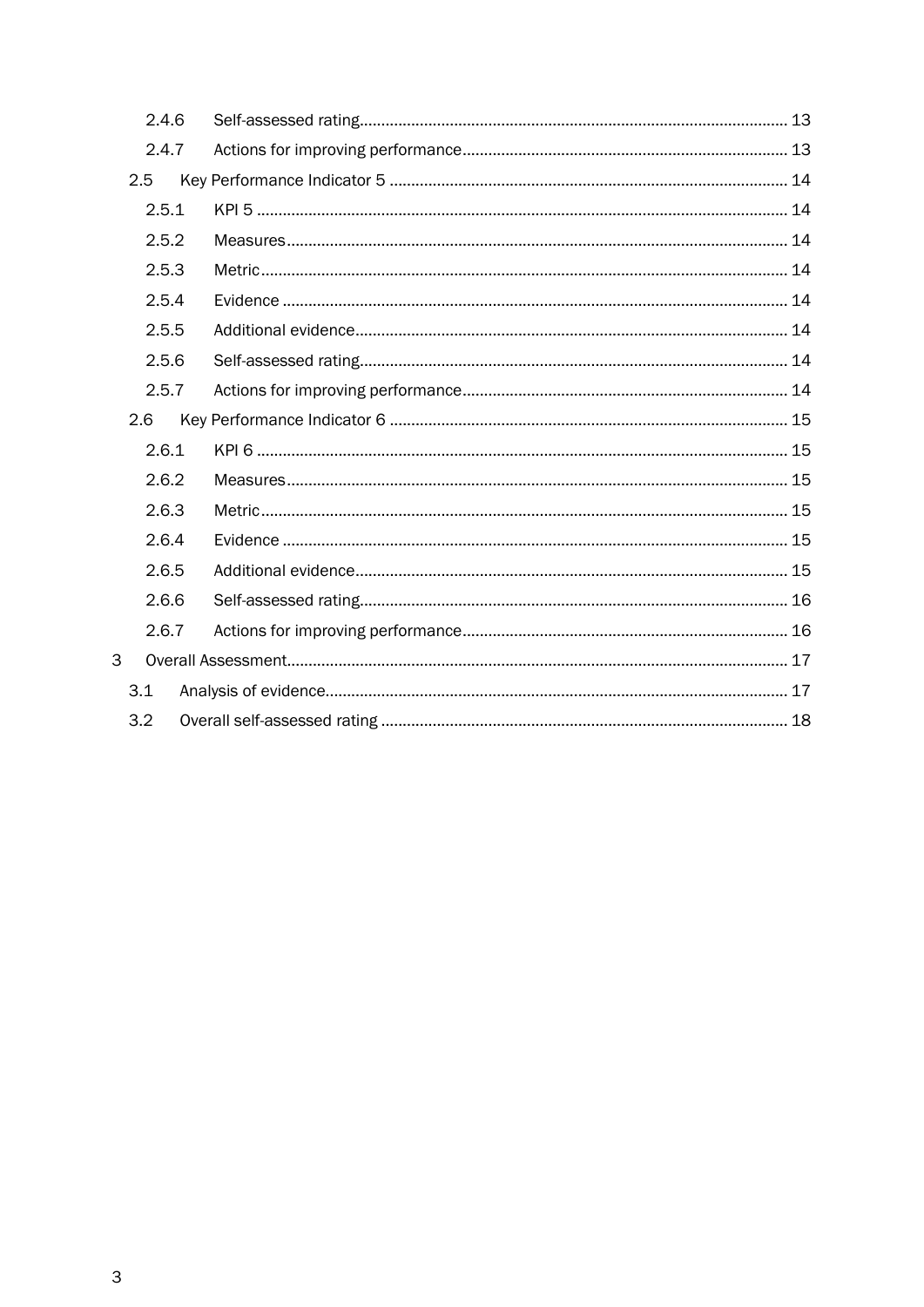- 2.4.6 Self-assessed rating ... 13
- 2.4.7 Actions for improving performance ... 13
- 2.5 Key Performance Indicator 5 ... 14
  - 2.5.1 KPI 5 ... 14
  - 2.5.2 Measures ... 14
  - 2.5.3 Metric ... 14
  - 2.5.4 Evidence ... 14
  - 2.5.5 Additional evidence ... 14
  - 2.5.6 Self-assessed rating ... 14
  - 2.5.7 Actions for improving performance ... 14
- 2.6 Key Performance Indicator 6 ... 15
  - 2.6.1 KPI 6 ... 15
  - 2.6.2 Measures ... 15
  - 2.6.3 Metric ... 15
  - 2.6.4 Evidence ... 15
  - 2.6.5 Additional evidence ... 15
  - 2.6.6 Self-assessed rating ... 16
  - 2.6.7 Actions for improving performance ... 16
- 3 Overall Assessment ... 17
  - 3.1 Analysis of evidence ... 17
  - 3.2 Overall self-assessed rating ... 18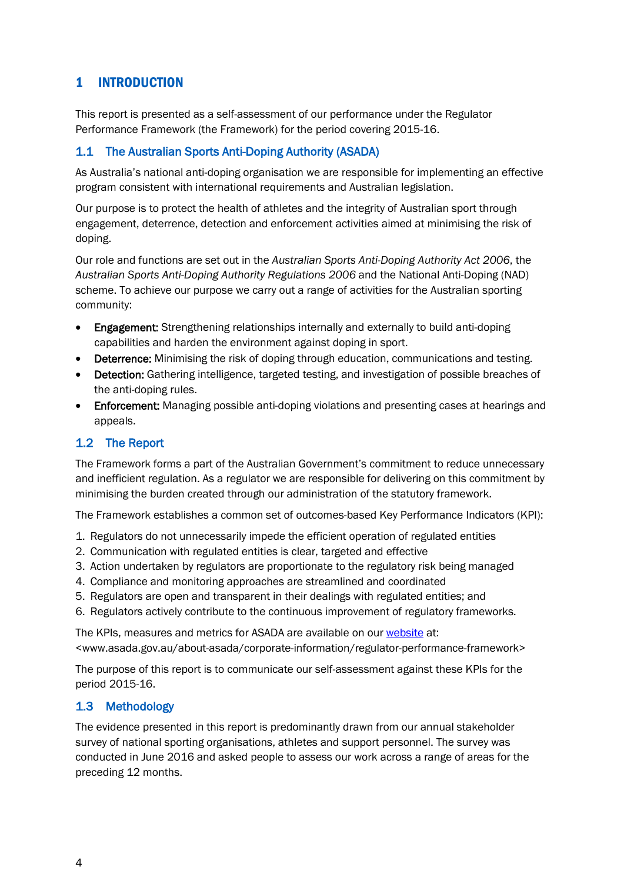# 1 INTRODUCTION

This report is presented as a self-assessment of our performance under the Regulator Performance Framework (the Framework) for the period covering 2015-16.

## 1.1 The Australian Sports Anti-Doping Authority (ASADA)

As Australia's national anti-doping organisation we are responsible for implementing an effective program consistent with international requirements and Australian legislation.

Our purpose is to protect the health of athletes and the integrity of Australian sport through engagement, deterrence, detection and enforcement activities aimed at minimising the risk of doping.

Our role and functions are set out in the *Australian Sports Anti-Doping Authority Act 2006*, the *Australian Sports Anti-Doping Authority Regulations 2006* and the National Anti-Doping (NAD) scheme. To achieve our purpose we carry out a range of activities for the Australian sporting community:

- **Engagement:** Strengthening relationships internally and externally to build anti-doping capabilities and harden the environment against doping in sport.
- **Deterrence:** Minimising the risk of doping through education, communications and testing.
- **Detection:** Gathering intelligence, targeted testing, and investigation of possible breaches of the anti-doping rules.
- **Enforcement:** Managing possible anti-doping violations and presenting cases at hearings and appeals.

## 1.2 The Report

The Framework forms a part of the Australian Government's commitment to reduce unnecessary and inefficient regulation. As a regulator we are responsible for delivering on this commitment by minimising the burden created through our administration of the statutory framework.

The Framework establishes a common set of outcomes-based Key Performance Indicators (KPI):

1. Regulators do not unnecessarily impede the efficient operation of regulated entities
2. Communication with regulated entities is clear, targeted and effective
3. Action undertaken by regulators are proportionate to the regulatory risk being managed
4. Compliance and monitoring approaches are streamlined and coordinated
5. Regulators are open and transparent in their dealings with regulated entities; and
6. Regulators actively contribute to the continuous improvement of regulatory frameworks.

The KPIs, measures and metrics for ASADA are available on our website at: <www.asada.gov.au/about-asada/corporate-information/regulator-performance-framework>

The purpose of this report is to communicate our self-assessment against these KPIs for the period 2015-16.

## 1.3 Methodology

The evidence presented in this report is predominantly drawn from our annual stakeholder survey of national sporting organisations, athletes and support personnel. The survey was conducted in June 2016 and asked people to assess our work across a range of areas for the preceding 12 months.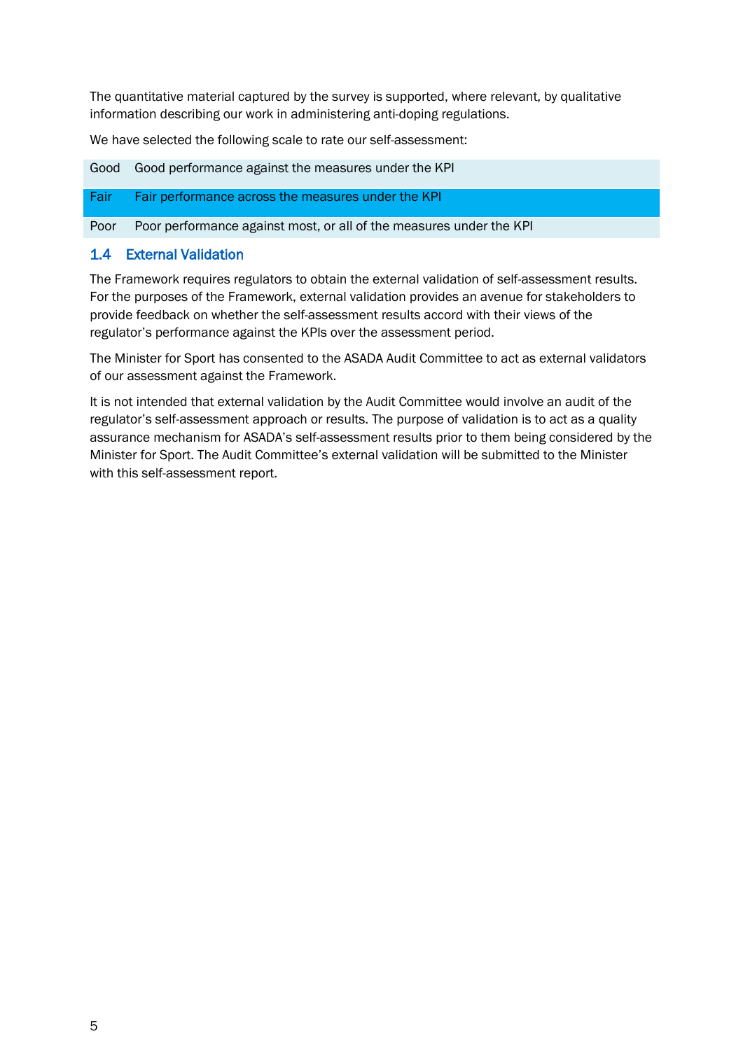The quantitative material captured by the survey is supported, where relevant, by qualitative information describing our work in administering anti-doping regulations.

We have selected the following scale to rate our self-assessment:

| | |
|---|---|
| Good | Good performance against the measures under the KPI |
| Fair | Fair performance across the measures under the KPI |
| Poor | Poor performance against most, or all of the measures under the KPI |

## 1.4 External Validation

The Framework requires regulators to obtain the external validation of self-assessment results. For the purposes of the Framework, external validation provides an avenue for stakeholders to provide feedback on whether the self-assessment results accord with their views of the regulator's performance against the KPIs over the assessment period.

The Minister for Sport has consented to the ASADA Audit Committee to act as external validators of our assessment against the Framework.

It is not intended that external validation by the Audit Committee would involve an audit of the regulator's self-assessment approach or results. The purpose of validation is to act as a quality assurance mechanism for ASADA's self-assessment results prior to them being considered by the Minister for Sport. The Audit Committee's external validation will be submitted to the Minister with this self-assessment report.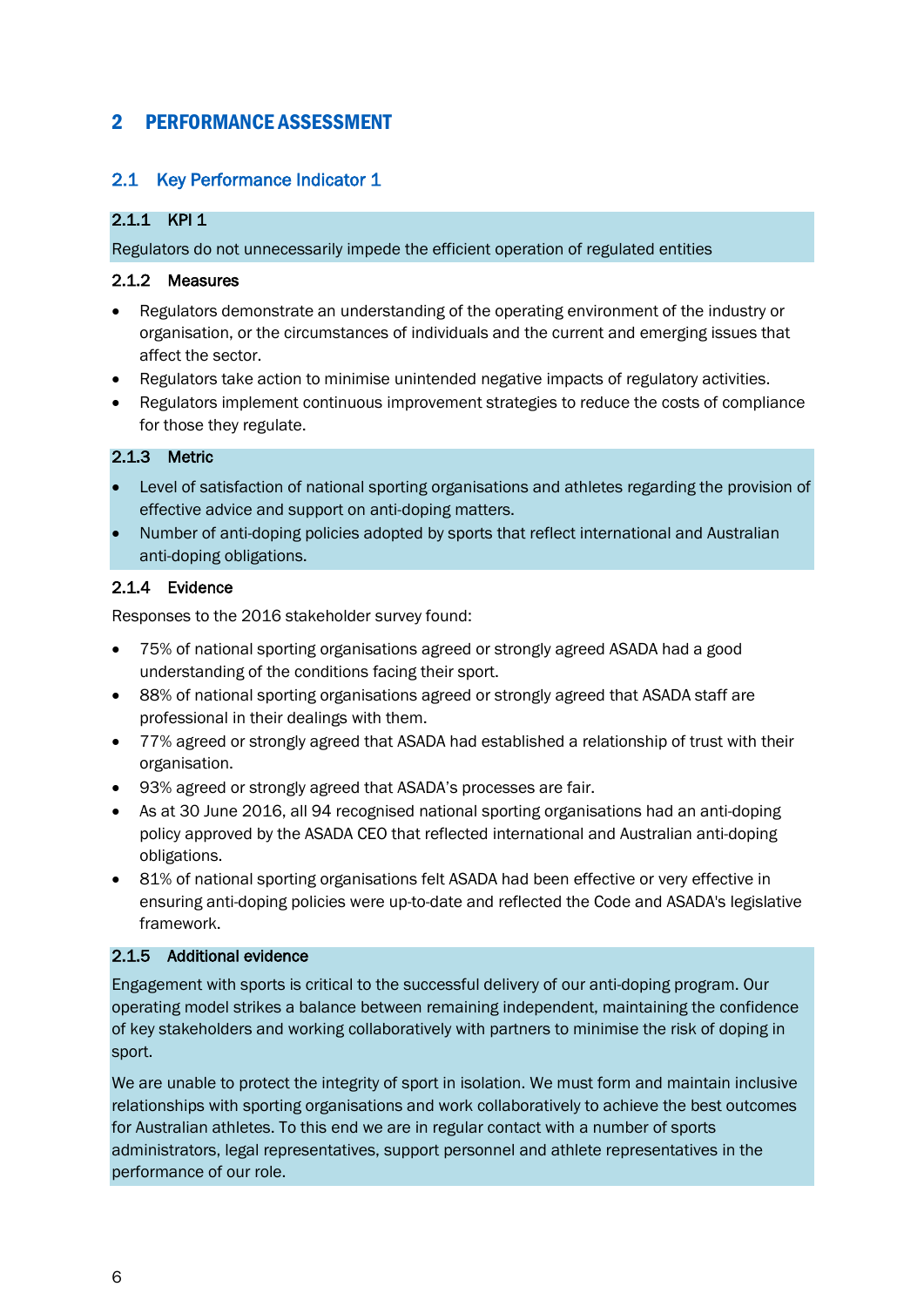# 2 PERFORMANCE ASSESSMENT

## 2.1 Key Performance Indicator 1

### 2.1.1 KPI 1

Regulators do not unnecessarily impede the efficient operation of regulated entities

### 2.1.2 Measures

- Regulators demonstrate an understanding of the operating environment of the industry or organisation, or the circumstances of individuals and the current and emerging issues that affect the sector.
- Regulators take action to minimise unintended negative impacts of regulatory activities.
- Regulators implement continuous improvement strategies to reduce the costs of compliance for those they regulate.

### 2.1.3 Metric

- Level of satisfaction of national sporting organisations and athletes regarding the provision of effective advice and support on anti-doping matters.
- Number of anti-doping policies adopted by sports that reflect international and Australian anti-doping obligations.

### 2.1.4 Evidence

Responses to the 2016 stakeholder survey found:

- 75% of national sporting organisations agreed or strongly agreed ASADA had a good understanding of the conditions facing their sport.
- 88% of national sporting organisations agreed or strongly agreed that ASADA staff are professional in their dealings with them.
- 77% agreed or strongly agreed that ASADA had established a relationship of trust with their organisation.
- 93% agreed or strongly agreed that ASADA's processes are fair.
- As at 30 June 2016, all 94 recognised national sporting organisations had an anti-doping policy approved by the ASADA CEO that reflected international and Australian anti-doping obligations.
- 81% of national sporting organisations felt ASADA had been effective or very effective in ensuring anti-doping policies were up-to-date and reflected the Code and ASADA's legislative framework.

### 2.1.5 Additional evidence

Engagement with sports is critical to the successful delivery of our anti-doping program. Our operating model strikes a balance between remaining independent, maintaining the confidence of key stakeholders and working collaboratively with partners to minimise the risk of doping in sport.

We are unable to protect the integrity of sport in isolation. We must form and maintain inclusive relationships with sporting organisations and work collaboratively to achieve the best outcomes for Australian athletes. To this end we are in regular contact with a number of sports administrators, legal representatives, support personnel and athlete representatives in the performance of our role.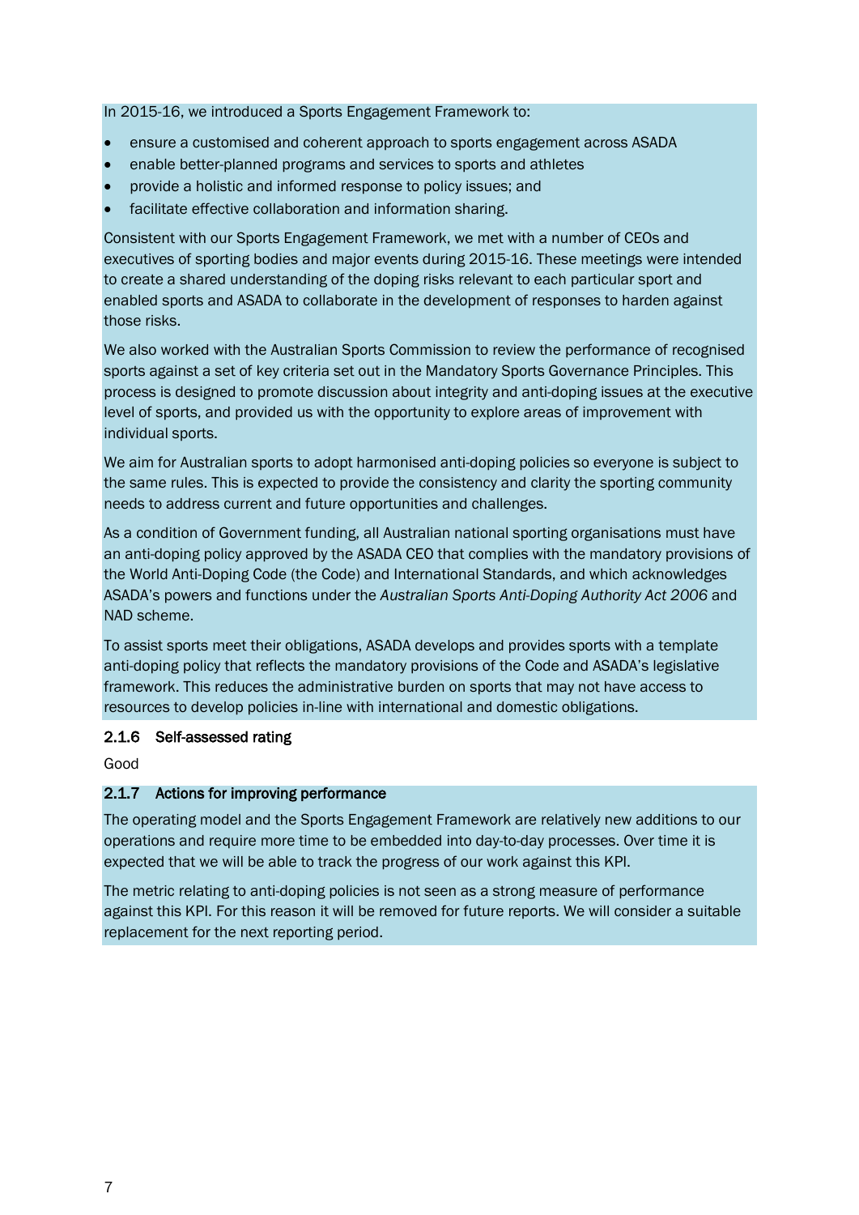In 2015-16, we introduced a Sports Engagement Framework to:

- ensure a customised and coherent approach to sports engagement across ASADA
- enable better-planned programs and services to sports and athletes
- provide a holistic and informed response to policy issues; and
- facilitate effective collaboration and information sharing.

Consistent with our Sports Engagement Framework, we met with a number of CEOs and executives of sporting bodies and major events during 2015-16. These meetings were intended to create a shared understanding of the doping risks relevant to each particular sport and enabled sports and ASADA to collaborate in the development of responses to harden against those risks.

We also worked with the Australian Sports Commission to review the performance of recognised sports against a set of key criteria set out in the Mandatory Sports Governance Principles. This process is designed to promote discussion about integrity and anti-doping issues at the executive level of sports, and provided us with the opportunity to explore areas of improvement with individual sports.

We aim for Australian sports to adopt harmonised anti-doping policies so everyone is subject to the same rules. This is expected to provide the consistency and clarity the sporting community needs to address current and future opportunities and challenges.

As a condition of Government funding, all Australian national sporting organisations must have an anti-doping policy approved by the ASADA CEO that complies with the mandatory provisions of the World Anti-Doping Code (the Code) and International Standards, and which acknowledges ASADA's powers and functions under the *Australian Sports Anti-Doping Authority Act 2006* and NAD scheme.

To assist sports meet their obligations, ASADA develops and provides sports with a template anti-doping policy that reflects the mandatory provisions of the Code and ASADA's legislative framework. This reduces the administrative burden on sports that may not have access to resources to develop policies in-line with international and domestic obligations.

### 2.1.6 Self-assessed rating

Good

### 2.1.7 Actions for improving performance

The operating model and the Sports Engagement Framework are relatively new additions to our operations and require more time to be embedded into day-to-day processes. Over time it is expected that we will be able to track the progress of our work against this KPI.

The metric relating to anti-doping policies is not seen as a strong measure of performance against this KPI. For this reason it will be removed for future reports. We will consider a suitable replacement for the next reporting period.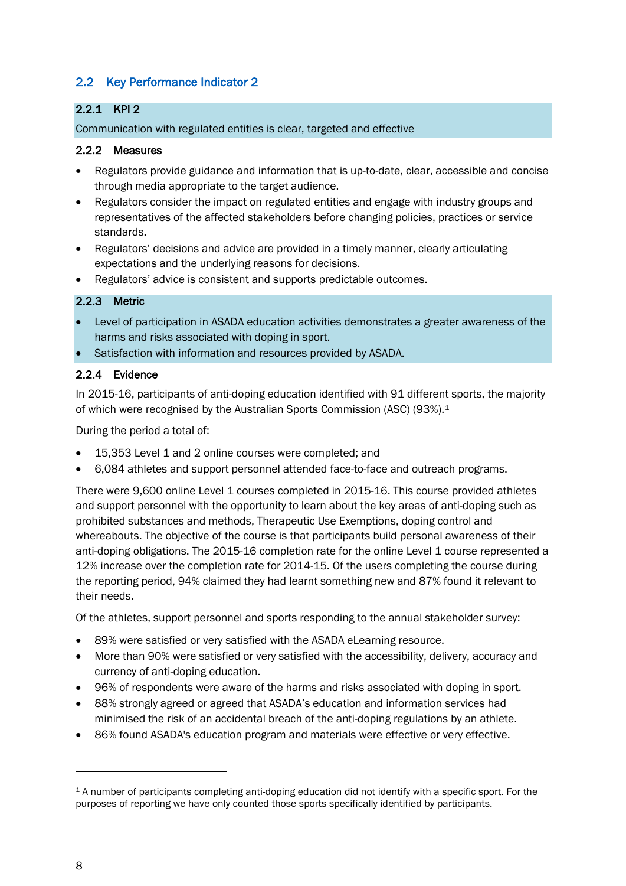## 2.2 Key Performance Indicator 2

### 2.2.1 KPI 2

Communication with regulated entities is clear, targeted and effective

### 2.2.2 Measures

- Regulators provide guidance and information that is up-to-date, clear, accessible and concise through media appropriate to the target audience.
- Regulators consider the impact on regulated entities and engage with industry groups and representatives of the affected stakeholders before changing policies, practices or service standards.
- Regulators' decisions and advice are provided in a timely manner, clearly articulating expectations and the underlying reasons for decisions.
- Regulators' advice is consistent and supports predictable outcomes.

### 2.2.3 Metric

- Level of participation in ASADA education activities demonstrates a greater awareness of the harms and risks associated with doping in sport.
- Satisfaction with information and resources provided by ASADA.

### 2.2.4 Evidence

In 2015-16, participants of anti-doping education identified with 91 different sports, the majority of which were recognised by the Australian Sports Commission (ASC) (93%).[1]

During the period a total of:

- 15,353 Level 1 and 2 online courses were completed; and
- 6,084 athletes and support personnel attended face-to-face and outreach programs.

There were 9,600 online Level 1 courses completed in 2015-16. This course provided athletes and support personnel with the opportunity to learn about the key areas of anti-doping such as prohibited substances and methods, Therapeutic Use Exemptions, doping control and whereabouts. The objective of the course is that participants build personal awareness of their anti-doping obligations. The 2015-16 completion rate for the online Level 1 course represented a 12% increase over the completion rate for 2014-15. Of the users completing the course during the reporting period, 94% claimed they had learnt something new and 87% found it relevant to their needs.

Of the athletes, support personnel and sports responding to the annual stakeholder survey:

- 89% were satisfied or very satisfied with the ASADA eLearning resource.
- More than 90% were satisfied or very satisfied with the accessibility, delivery, accuracy and currency of anti-doping education.
- 96% of respondents were aware of the harms and risks associated with doping in sport.
- 88% strongly agreed or agreed that ASADA's education and information services had minimised the risk of an accidental breach of the anti-doping regulations by an athlete.
- 86% found ASADA's education program and materials were effective or very effective.

---

[1] A number of participants completing anti-doping education did not identify with a specific sport. For the purposes of reporting we have only counted those sports specifically identified by participants.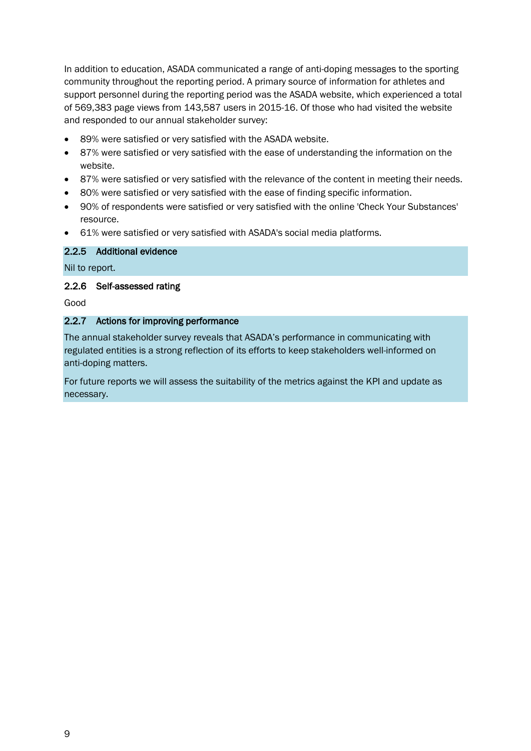In addition to education, ASADA communicated a range of anti-doping messages to the sporting community throughout the reporting period. A primary source of information for athletes and support personnel during the reporting period was the ASADA website, which experienced a total of 569,383 page views from 143,587 users in 2015-16. Of those who had visited the website and responded to our annual stakeholder survey:

- 89% were satisfied or very satisfied with the ASADA website.
- 87% were satisfied or very satisfied with the ease of understanding the information on the website.
- 87% were satisfied or very satisfied with the relevance of the content in meeting their needs.
- 80% were satisfied or very satisfied with the ease of finding specific information.
- 90% of respondents were satisfied or very satisfied with the online 'Check Your Substances' resource.
- 61% were satisfied or very satisfied with ASADA's social media platforms.

### 2.2.5 Additional evidence

Nil to report.

### 2.2.6 Self-assessed rating

Good

### 2.2.7 Actions for improving performance

The annual stakeholder survey reveals that ASADA's performance in communicating with regulated entities is a strong reflection of its efforts to keep stakeholders well-informed on anti-doping matters.

For future reports we will assess the suitability of the metrics against the KPI and update as necessary.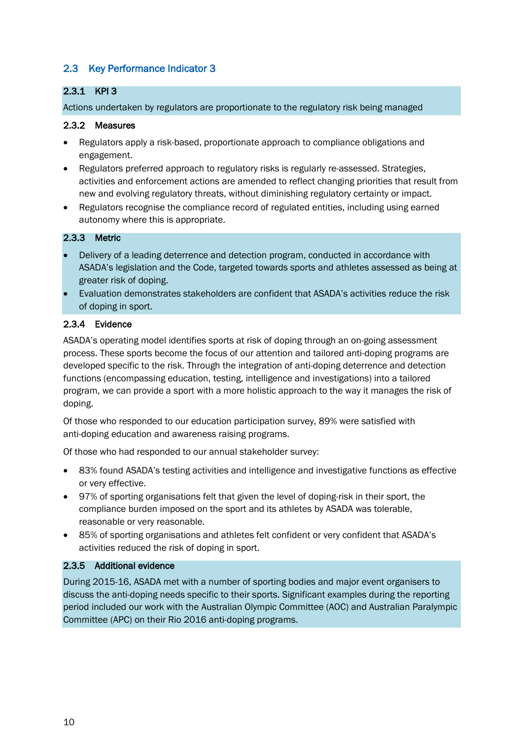## 2.3 Key Performance Indicator 3

### 2.3.1 KPI 3

Actions undertaken by regulators are proportionate to the regulatory risk being managed

### 2.3.2 Measures

- Regulators apply a risk-based, proportionate approach to compliance obligations and engagement.
- Regulators preferred approach to regulatory risks is regularly re-assessed. Strategies, activities and enforcement actions are amended to reflect changing priorities that result from new and evolving regulatory threats, without diminishing regulatory certainty or impact.
- Regulators recognise the compliance record of regulated entities, including using earned autonomy where this is appropriate.

### 2.3.3 Metric

- Delivery of a leading deterrence and detection program, conducted in accordance with ASADA's legislation and the Code, targeted towards sports and athletes assessed as being at greater risk of doping.
- Evaluation demonstrates stakeholders are confident that ASADA's activities reduce the risk of doping in sport.

### 2.3.4 Evidence

ASADA's operating model identifies sports at risk of doping through an on-going assessment process. These sports become the focus of our attention and tailored anti-doping programs are developed specific to the risk. Through the integration of anti-doping deterrence and detection functions (encompassing education, testing, intelligence and investigations) into a tailored program, we can provide a sport with a more holistic approach to the way it manages the risk of doping.

Of those who responded to our education participation survey, 89% were satisfied with anti-doping education and awareness raising programs.

Of those who had responded to our annual stakeholder survey:

- 83% found ASADA's testing activities and intelligence and investigative functions as effective or very effective.
- 97% of sporting organisations felt that given the level of doping-risk in their sport, the compliance burden imposed on the sport and its athletes by ASADA was tolerable, reasonable or very reasonable.
- 85% of sporting organisations and athletes felt confident or very confident that ASADA's activities reduced the risk of doping in sport.

### 2.3.5 Additional evidence

During 2015-16, ASADA met with a number of sporting bodies and major event organisers to discuss the anti-doping needs specific to their sports. Significant examples during the reporting period included our work with the Australian Olympic Committee (AOC) and Australian Paralympic Committee (APC) on their Rio 2016 anti-doping programs.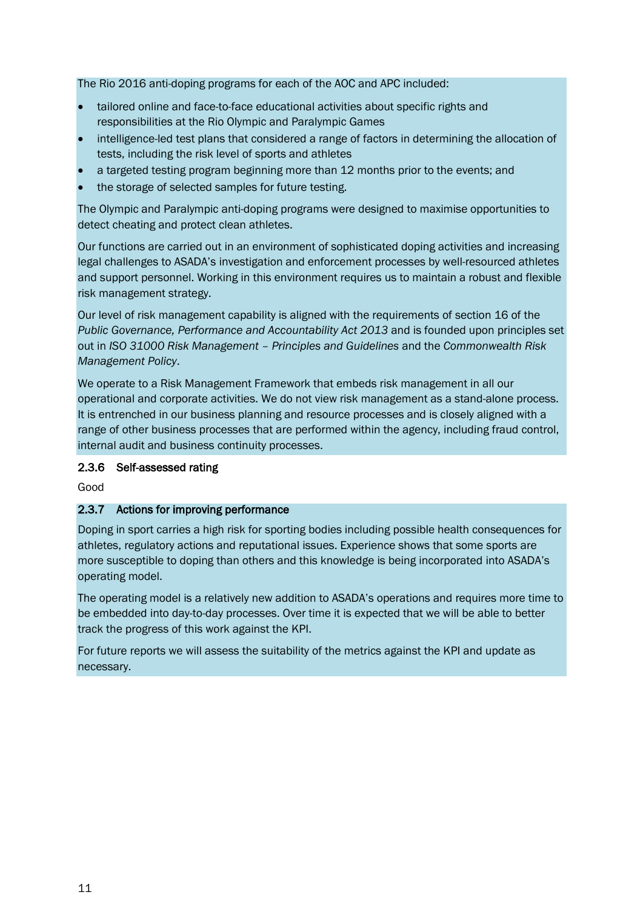The Rio 2016 anti-doping programs for each of the AOC and APC included:

- tailored online and face-to-face educational activities about specific rights and responsibilities at the Rio Olympic and Paralympic Games
- intelligence-led test plans that considered a range of factors in determining the allocation of tests, including the risk level of sports and athletes
- a targeted testing program beginning more than 12 months prior to the events; and
- the storage of selected samples for future testing.

The Olympic and Paralympic anti-doping programs were designed to maximise opportunities to detect cheating and protect clean athletes.

Our functions are carried out in an environment of sophisticated doping activities and increasing legal challenges to ASADA's investigation and enforcement processes by well-resourced athletes and support personnel. Working in this environment requires us to maintain a robust and flexible risk management strategy.

Our level of risk management capability is aligned with the requirements of section 16 of the *Public Governance, Performance and Accountability Act 2013* and is founded upon principles set out in *ISO 31000 Risk Management – Principles and Guidelines* and the *Commonwealth Risk Management Policy*.

We operate to a Risk Management Framework that embeds risk management in all our operational and corporate activities. We do not view risk management as a stand-alone process. It is entrenched in our business planning and resource processes and is closely aligned with a range of other business processes that are performed within the agency, including fraud control, internal audit and business continuity processes.

### 2.3.6 Self-assessed rating

Good

### 2.3.7 Actions for improving performance

Doping in sport carries a high risk for sporting bodies including possible health consequences for athletes, regulatory actions and reputational issues. Experience shows that some sports are more susceptible to doping than others and this knowledge is being incorporated into ASADA's operating model.

The operating model is a relatively new addition to ASADA's operations and requires more time to be embedded into day-to-day processes. Over time it is expected that we will be able to better track the progress of this work against the KPI.

For future reports we will assess the suitability of the metrics against the KPI and update as necessary.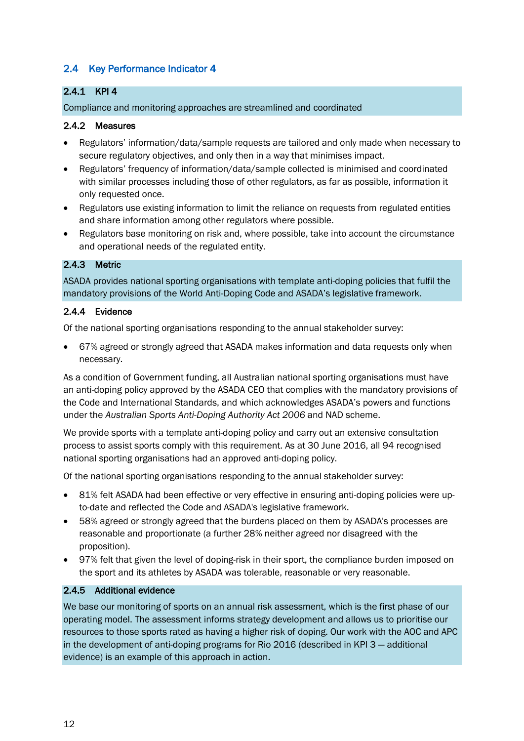## 2.4 Key Performance Indicator 4

### 2.4.1 KPI 4

Compliance and monitoring approaches are streamlined and coordinated

### 2.4.2 Measures

- Regulators' information/data/sample requests are tailored and only made when necessary to secure regulatory objectives, and only then in a way that minimises impact.
- Regulators' frequency of information/data/sample collected is minimised and coordinated with similar processes including those of other regulators, as far as possible, information it only requested once.
- Regulators use existing information to limit the reliance on requests from regulated entities and share information among other regulators where possible.
- Regulators base monitoring on risk and, where possible, take into account the circumstance and operational needs of the regulated entity.

### 2.4.3 Metric

ASADA provides national sporting organisations with template anti-doping policies that fulfil the mandatory provisions of the World Anti-Doping Code and ASADA's legislative framework.

### 2.4.4 Evidence

Of the national sporting organisations responding to the annual stakeholder survey:

- 67% agreed or strongly agreed that ASADA makes information and data requests only when necessary.

As a condition of Government funding, all Australian national sporting organisations must have an anti-doping policy approved by the ASADA CEO that complies with the mandatory provisions of the Code and International Standards, and which acknowledges ASADA's powers and functions under the *Australian Sports Anti-Doping Authority Act 2006* and NAD scheme.

We provide sports with a template anti-doping policy and carry out an extensive consultation process to assist sports comply with this requirement. As at 30 June 2016, all 94 recognised national sporting organisations had an approved anti-doping policy.

Of the national sporting organisations responding to the annual stakeholder survey:

- 81% felt ASADA had been effective or very effective in ensuring anti-doping policies were up-to-date and reflected the Code and ASADA's legislative framework.
- 58% agreed or strongly agreed that the burdens placed on them by ASADA's processes are reasonable and proportionate (a further 28% neither agreed nor disagreed with the proposition).
- 97% felt that given the level of doping-risk in their sport, the compliance burden imposed on the sport and its athletes by ASADA was tolerable, reasonable or very reasonable.

### 2.4.5 Additional evidence

We base our monitoring of sports on an annual risk assessment, which is the first phase of our operating model. The assessment informs strategy development and allows us to prioritise our resources to those sports rated as having a higher risk of doping. Our work with the AOC and APC in the development of anti-doping programs for Rio 2016 (described in KPI 3 — additional evidence) is an example of this approach in action.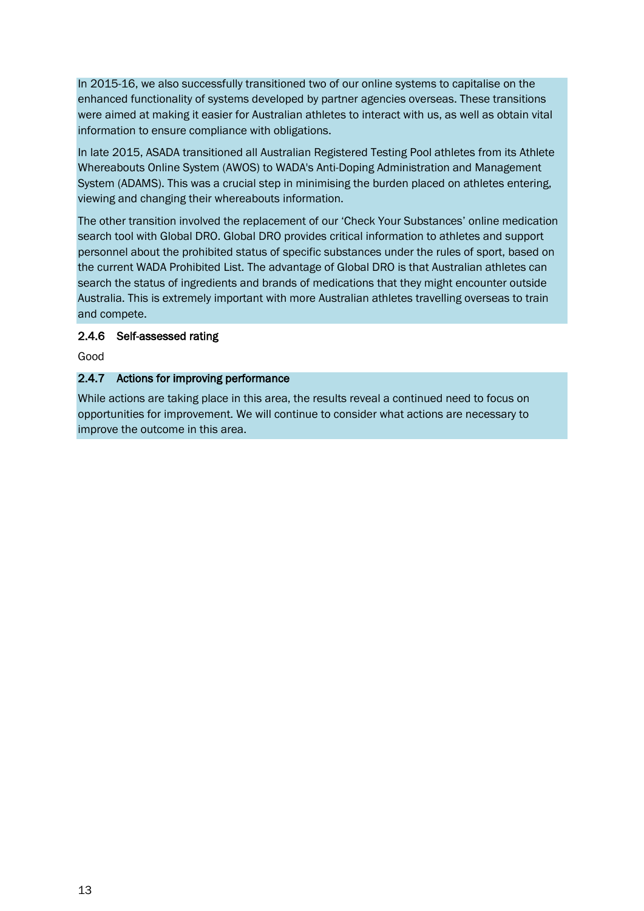In 2015-16, we also successfully transitioned two of our online systems to capitalise on the enhanced functionality of systems developed by partner agencies overseas. These transitions were aimed at making it easier for Australian athletes to interact with us, as well as obtain vital information to ensure compliance with obligations.

In late 2015, ASADA transitioned all Australian Registered Testing Pool athletes from its Athlete Whereabouts Online System (AWOS) to WADA's Anti-Doping Administration and Management System (ADAMS). This was a crucial step in minimising the burden placed on athletes entering, viewing and changing their whereabouts information.

The other transition involved the replacement of our 'Check Your Substances' online medication search tool with Global DRO. Global DRO provides critical information to athletes and support personnel about the prohibited status of specific substances under the rules of sport, based on the current WADA Prohibited List. The advantage of Global DRO is that Australian athletes can search the status of ingredients and brands of medications that they might encounter outside Australia. This is extremely important with more Australian athletes travelling overseas to train and compete.

### 2.4.6 Self-assessed rating

Good

### 2.4.7 Actions for improving performance

While actions are taking place in this area, the results reveal a continued need to focus on opportunities for improvement. We will continue to consider what actions are necessary to improve the outcome in this area.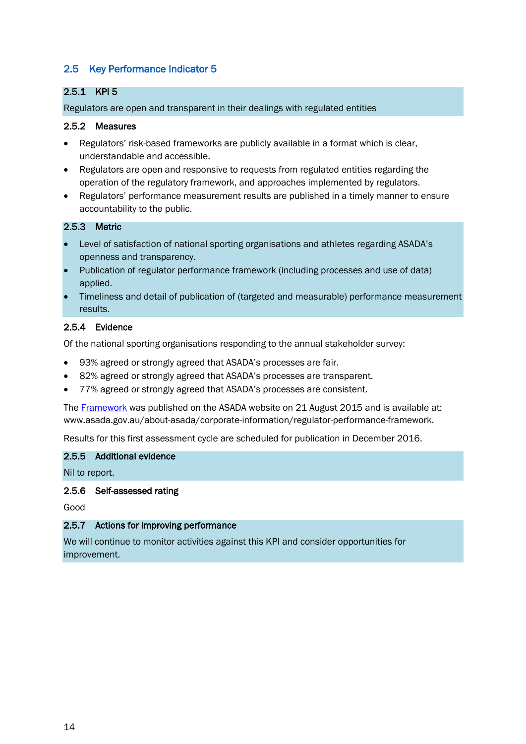## 2.5 Key Performance Indicator 5

### 2.5.1 KPI 5

Regulators are open and transparent in their dealings with regulated entities

### 2.5.2 Measures

- Regulators' risk-based frameworks are publicly available in a format which is clear, understandable and accessible.
- Regulators are open and responsive to requests from regulated entities regarding the operation of the regulatory framework, and approaches implemented by regulators.
- Regulators' performance measurement results are published in a timely manner to ensure accountability to the public.

### 2.5.3 Metric

- Level of satisfaction of national sporting organisations and athletes regarding ASADA's openness and transparency.
- Publication of regulator performance framework (including processes and use of data) applied.
- Timeliness and detail of publication of (targeted and measurable) performance measurement results.

### 2.5.4 Evidence

Of the national sporting organisations responding to the annual stakeholder survey:

- 93% agreed or strongly agreed that ASADA's processes are fair.
- 82% agreed or strongly agreed that ASADA's processes are transparent.
- 77% agreed or strongly agreed that ASADA's processes are consistent.

The Framework was published on the ASADA website on 21 August 2015 and is available at: www.asada.gov.au/about-asada/corporate-information/regulator-performance-framework.

Results for this first assessment cycle are scheduled for publication in December 2016.

### 2.5.5 Additional evidence

Nil to report.

### 2.5.6 Self-assessed rating

Good

### 2.5.7 Actions for improving performance

We will continue to monitor activities against this KPI and consider opportunities for improvement.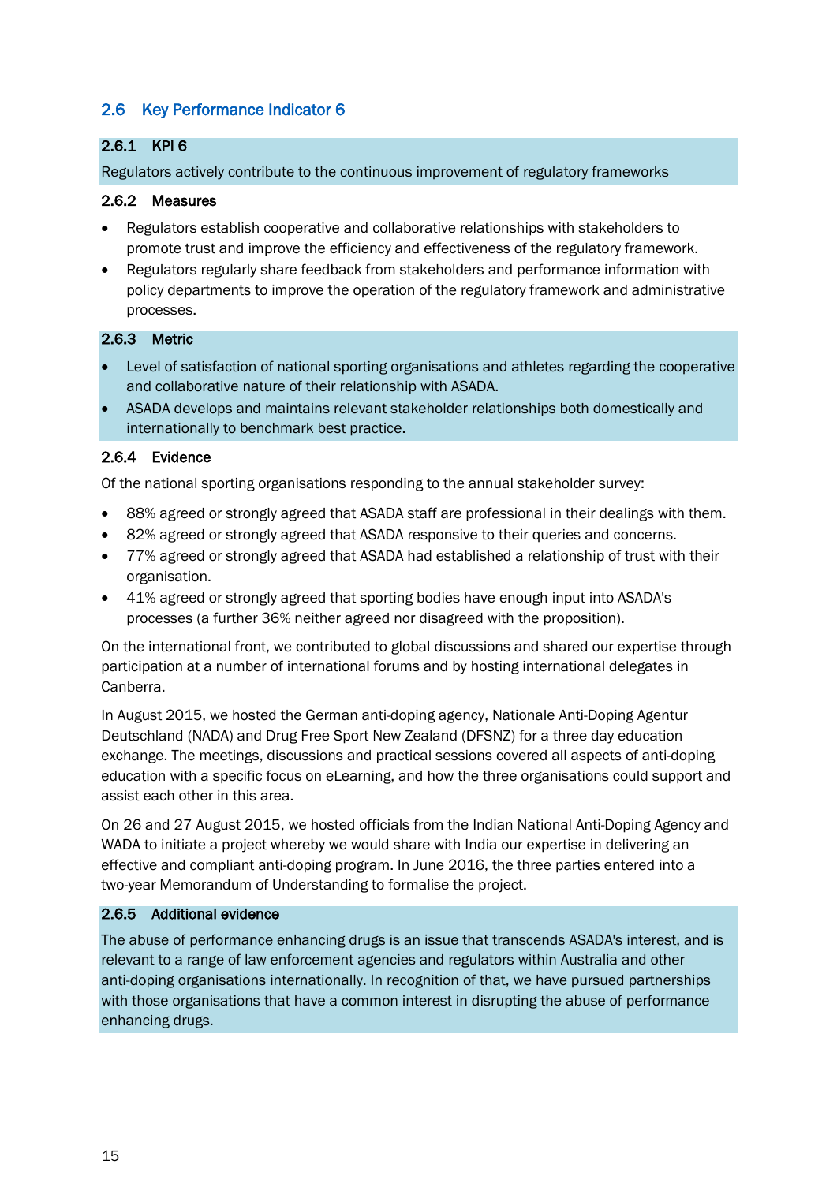## 2.6 Key Performance Indicator 6

### 2.6.1 KPI 6

Regulators actively contribute to the continuous improvement of regulatory frameworks

### 2.6.2 Measures

- Regulators establish cooperative and collaborative relationships with stakeholders to promote trust and improve the efficiency and effectiveness of the regulatory framework.
- Regulators regularly share feedback from stakeholders and performance information with policy departments to improve the operation of the regulatory framework and administrative processes.

### 2.6.3 Metric

- Level of satisfaction of national sporting organisations and athletes regarding the cooperative and collaborative nature of their relationship with ASADA.
- ASADA develops and maintains relevant stakeholder relationships both domestically and internationally to benchmark best practice.

### 2.6.4 Evidence

Of the national sporting organisations responding to the annual stakeholder survey:

- 88% agreed or strongly agreed that ASADA staff are professional in their dealings with them.
- 82% agreed or strongly agreed that ASADA responsive to their queries and concerns.
- 77% agreed or strongly agreed that ASADA had established a relationship of trust with their organisation.
- 41% agreed or strongly agreed that sporting bodies have enough input into ASADA's processes (a further 36% neither agreed nor disagreed with the proposition).

On the international front, we contributed to global discussions and shared our expertise through participation at a number of international forums and by hosting international delegates in Canberra.

In August 2015, we hosted the German anti-doping agency, Nationale Anti-Doping Agentur Deutschland (NADA) and Drug Free Sport New Zealand (DFSNZ) for a three day education exchange. The meetings, discussions and practical sessions covered all aspects of anti-doping education with a specific focus on eLearning, and how the three organisations could support and assist each other in this area.

On 26 and 27 August 2015, we hosted officials from the Indian National Anti-Doping Agency and WADA to initiate a project whereby we would share with India our expertise in delivering an effective and compliant anti-doping program. In June 2016, the three parties entered into a two-year Memorandum of Understanding to formalise the project.

### 2.6.5 Additional evidence

The abuse of performance enhancing drugs is an issue that transcends ASADA's interest, and is relevant to a range of law enforcement agencies and regulators within Australia and other anti-doping organisations internationally. In recognition of that, we have pursued partnerships with those organisations that have a common interest in disrupting the abuse of performance enhancing drugs.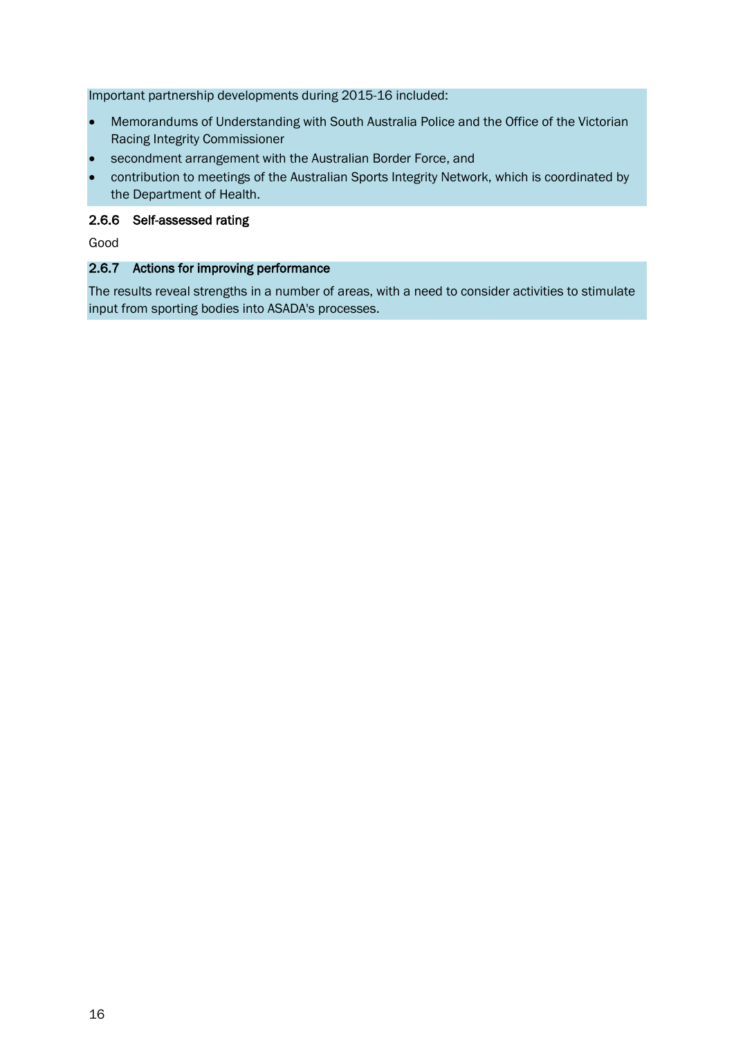Important partnership developments during 2015-16 included:

- Memorandums of Understanding with South Australia Police and the Office of the Victorian Racing Integrity Commissioner
- secondment arrangement with the Australian Border Force, and
- contribution to meetings of the Australian Sports Integrity Network, which is coordinated by the Department of Health.

### 2.6.6 Self-assessed rating

Good

### 2.6.7 Actions for improving performance

The results reveal strengths in a number of areas, with a need to consider activities to stimulate input from sporting bodies into ASADA's processes.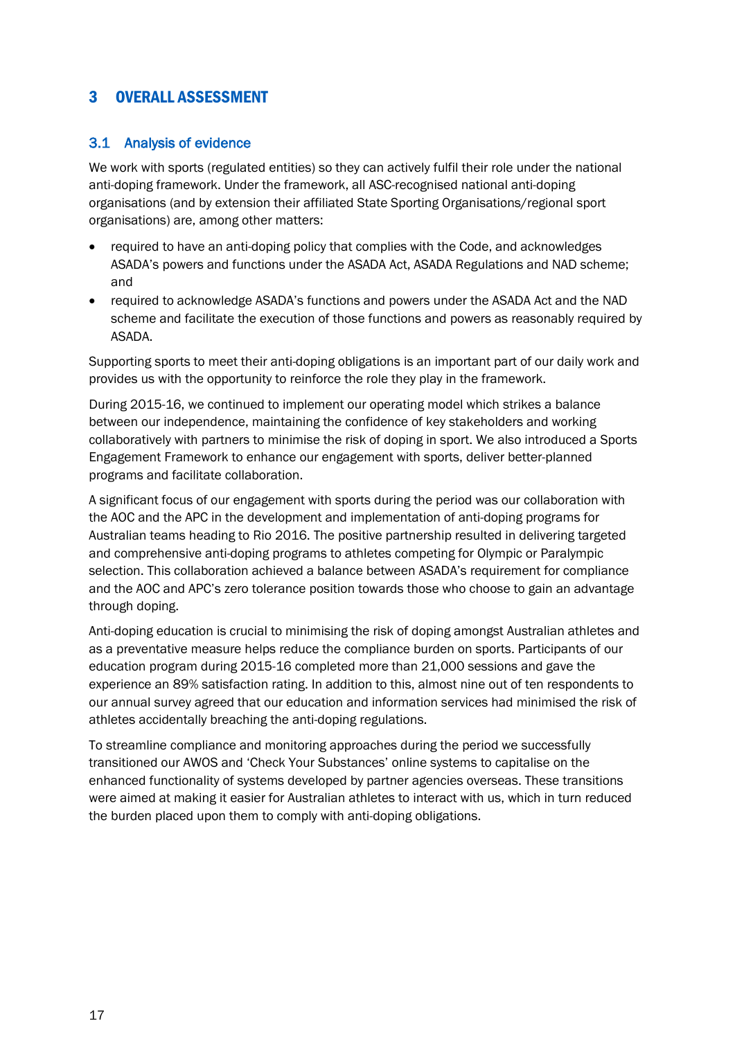# 3 OVERALL ASSESSMENT

## 3.1 Analysis of evidence

We work with sports (regulated entities) so they can actively fulfil their role under the national anti-doping framework. Under the framework, all ASC-recognised national anti-doping organisations (and by extension their affiliated State Sporting Organisations/regional sport organisations) are, among other matters:

- required to have an anti-doping policy that complies with the Code, and acknowledges ASADA's powers and functions under the ASADA Act, ASADA Regulations and NAD scheme; and
- required to acknowledge ASADA's functions and powers under the ASADA Act and the NAD scheme and facilitate the execution of those functions and powers as reasonably required by ASADA.

Supporting sports to meet their anti-doping obligations is an important part of our daily work and provides us with the opportunity to reinforce the role they play in the framework.

During 2015-16, we continued to implement our operating model which strikes a balance between our independence, maintaining the confidence of key stakeholders and working collaboratively with partners to minimise the risk of doping in sport. We also introduced a Sports Engagement Framework to enhance our engagement with sports, deliver better-planned programs and facilitate collaboration.

A significant focus of our engagement with sports during the period was our collaboration with the AOC and the APC in the development and implementation of anti-doping programs for Australian teams heading to Rio 2016. The positive partnership resulted in delivering targeted and comprehensive anti-doping programs to athletes competing for Olympic or Paralympic selection. This collaboration achieved a balance between ASADA's requirement for compliance and the AOC and APC's zero tolerance position towards those who choose to gain an advantage through doping.

Anti-doping education is crucial to minimising the risk of doping amongst Australian athletes and as a preventative measure helps reduce the compliance burden on sports. Participants of our education program during 2015-16 completed more than 21,000 sessions and gave the experience an 89% satisfaction rating. In addition to this, almost nine out of ten respondents to our annual survey agreed that our education and information services had minimised the risk of athletes accidentally breaching the anti-doping regulations.

To streamline compliance and monitoring approaches during the period we successfully transitioned our AWOS and 'Check Your Substances' online systems to capitalise on the enhanced functionality of systems developed by partner agencies overseas. These transitions were aimed at making it easier for Australian athletes to interact with us, which in turn reduced the burden placed upon them to comply with anti-doping obligations.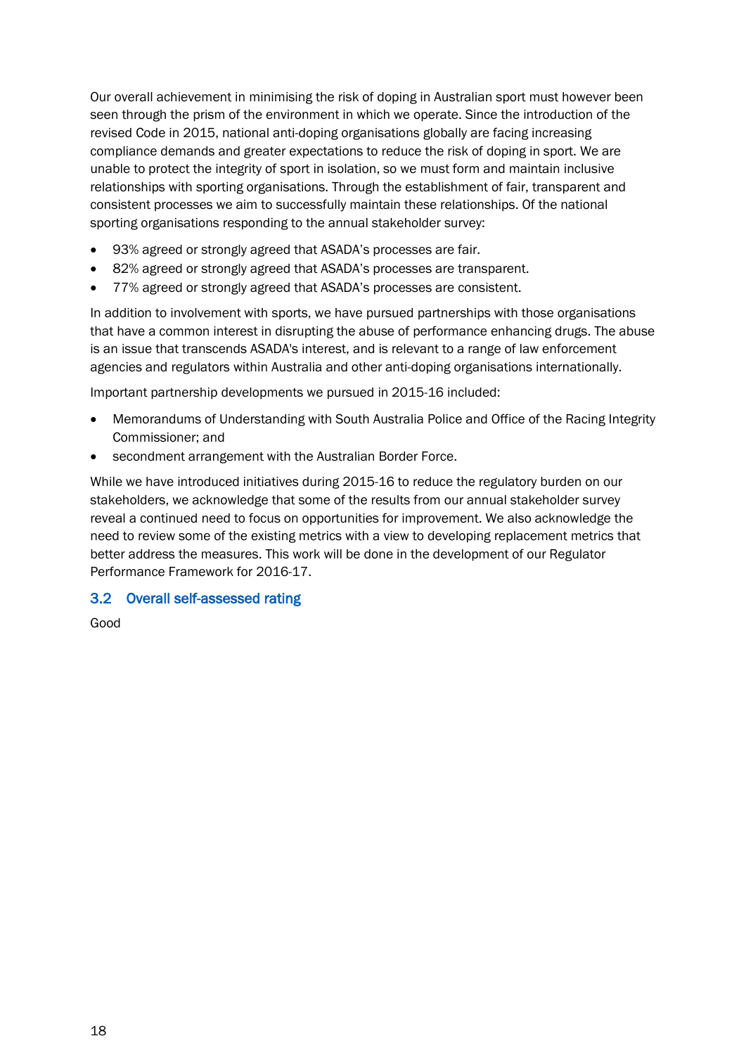Our overall achievement in minimising the risk of doping in Australian sport must however been seen through the prism of the environment in which we operate. Since the introduction of the revised Code in 2015, national anti-doping organisations globally are facing increasing compliance demands and greater expectations to reduce the risk of doping in sport. We are unable to protect the integrity of sport in isolation, so we must form and maintain inclusive relationships with sporting organisations. Through the establishment of fair, transparent and consistent processes we aim to successfully maintain these relationships. Of the national sporting organisations responding to the annual stakeholder survey:

- 93% agreed or strongly agreed that ASADA's processes are fair.
- 82% agreed or strongly agreed that ASADA's processes are transparent.
- 77% agreed or strongly agreed that ASADA's processes are consistent.

In addition to involvement with sports, we have pursued partnerships with those organisations that have a common interest in disrupting the abuse of performance enhancing drugs. The abuse is an issue that transcends ASADA's interest, and is relevant to a range of law enforcement agencies and regulators within Australia and other anti-doping organisations internationally.

Important partnership developments we pursued in 2015-16 included:

- Memorandums of Understanding with South Australia Police and Office of the Racing Integrity Commissioner; and
- secondment arrangement with the Australian Border Force.

While we have introduced initiatives during 2015-16 to reduce the regulatory burden on our stakeholders, we acknowledge that some of the results from our annual stakeholder survey reveal a continued need to focus on opportunities for improvement. We also acknowledge the need to review some of the existing metrics with a view to developing replacement metrics that better address the measures. This work will be done in the development of our Regulator Performance Framework for 2016-17.

## 3.2 Overall self-assessed rating

Good